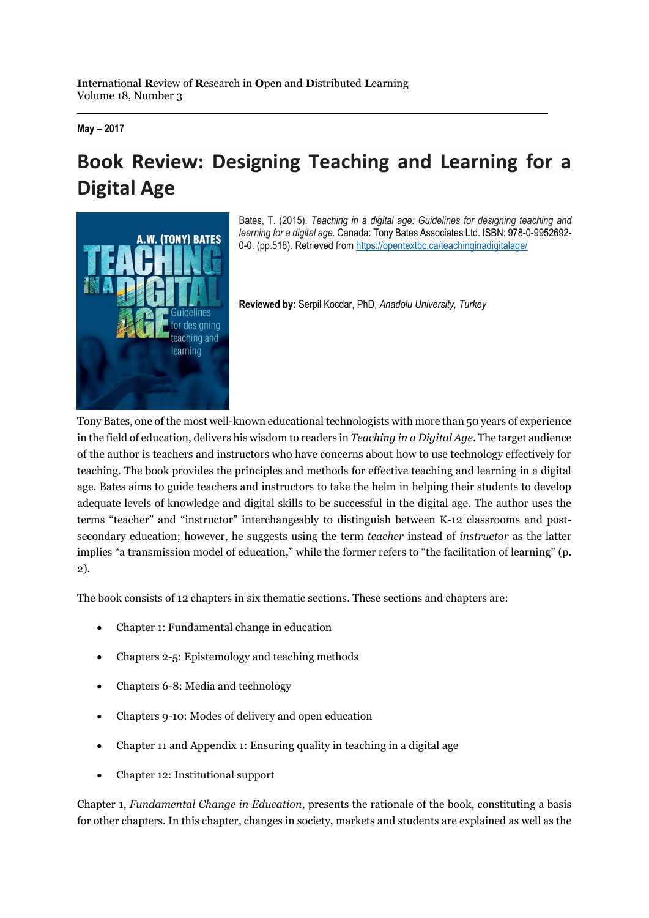**May – 2017**

# Book Review: Designing Teaching and Learning for a Digital Age

Bates, T. (2015). *Teaching in a digital age: Guidelines for designing teaching and learning for a digital age.* Canada: Tony Bates Associates Ltd. ISBN: 978-0-9952692-0-0. (pp.518). Retrieved from https://opentextbc.ca/teachinginadigitalage/

**Reviewed by:** Serpil Kocdar, PhD, *Anadolu University, Turkey*

Tony Bates, one of the most well-known educational technologists with more than 50 years of experience in the field of education, delivers his wisdom to readers in *Teaching in a Digital Age*. The target audience of the author is teachers and instructors who have concerns about how to use technology effectively for teaching. The book provides the principles and methods for effective teaching and learning in a digital age. Bates aims to guide teachers and instructors to take the helm in helping their students to develop adequate levels of knowledge and digital skills to be successful in the digital age. The author uses the terms "teacher" and "instructor" interchangeably to distinguish between K-12 classrooms and post-secondary education; however, he suggests using the term *teacher* instead of *instructor* as the latter implies "a transmission model of education," while the former refers to "the facilitation of learning" (p. 2).

The book consists of 12 chapters in six thematic sections. These sections and chapters are:

- Chapter 1: Fundamental change in education
- Chapters 2-5: Epistemology and teaching methods
- Chapters 6-8: Media and technology
- Chapters 9-10: Modes of delivery and open education
- Chapter 11 and Appendix 1: Ensuring quality in teaching in a digital age
- Chapter 12: Institutional support

Chapter 1, *Fundamental Change in Education*, presents the rationale of the book, constituting a basis for other chapters. In this chapter, changes in society, markets and students are explained as well as the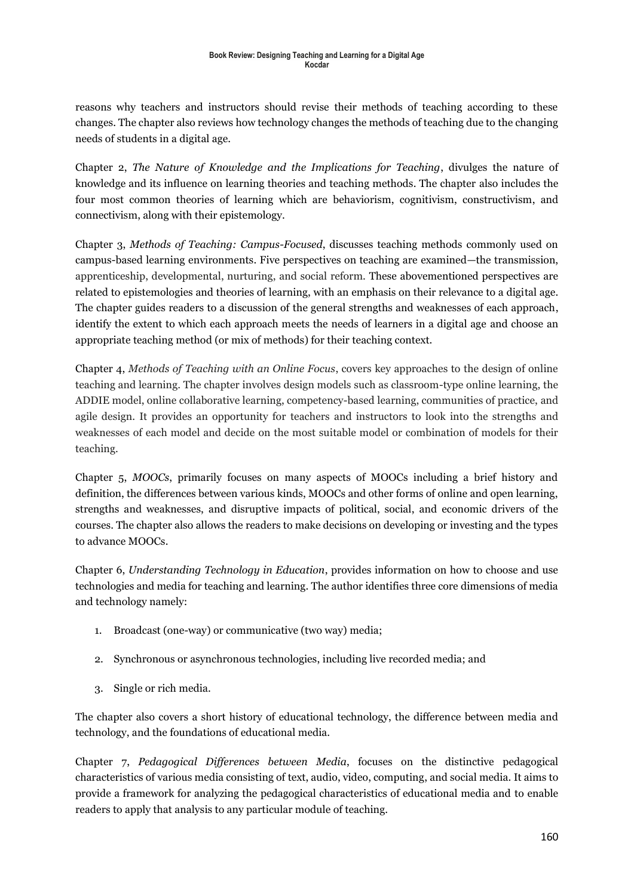reasons why teachers and instructors should revise their methods of teaching according to these changes. The chapter also reviews how technology changes the methods of teaching due to the changing needs of students in a digital age.

Chapter 2, *The Nature of Knowledge and the Implications for Teaching*, divulges the nature of knowledge and its influence on learning theories and teaching methods. The chapter also includes the four most common theories of learning which are behaviorism, cognitivism, constructivism, and connectivism, along with their epistemology.

Chapter 3, *Methods of Teaching: Campus-Focused*, discusses teaching methods commonly used on campus-based learning environments. Five perspectives on teaching are examined—the transmission, apprenticeship, developmental, nurturing, and social reform. These abovementioned perspectives are related to epistemologies and theories of learning, with an emphasis on their relevance to a digital age. The chapter guides readers to a discussion of the general strengths and weaknesses of each approach, identify the extent to which each approach meets the needs of learners in a digital age and choose an appropriate teaching method (or mix of methods) for their teaching context.

Chapter 4, *Methods of Teaching with an Online Focus*, covers key approaches to the design of online teaching and learning. The chapter involves design models such as classroom-type online learning, the ADDIE model, online collaborative learning, competency-based learning, communities of practice, and agile design. It provides an opportunity for teachers and instructors to look into the strengths and weaknesses of each model and decide on the most suitable model or combination of models for their teaching.

Chapter 5, *MOOCs*, primarily focuses on many aspects of MOOCs including a brief history and definition, the differences between various kinds, MOOCs and other forms of online and open learning, strengths and weaknesses, and disruptive impacts of political, social, and economic drivers of the courses. The chapter also allows the readers to make decisions on developing or investing and the types to advance MOOCs.

Chapter 6, *Understanding Technology in Education*, provides information on how to choose and use technologies and media for teaching and learning. The author identifies three core dimensions of media and technology namely:

1. Broadcast (one-way) or communicative (two way) media;
2. Synchronous or asynchronous technologies, including live recorded media; and
3. Single or rich media.

The chapter also covers a short history of educational technology, the difference between media and technology, and the foundations of educational media.

Chapter 7, *Pedagogical Differences between Media*, focuses on the distinctive pedagogical characteristics of various media consisting of text, audio, video, computing, and social media. It aims to provide a framework for analyzing the pedagogical characteristics of educational media and to enable readers to apply that analysis to any particular module of teaching.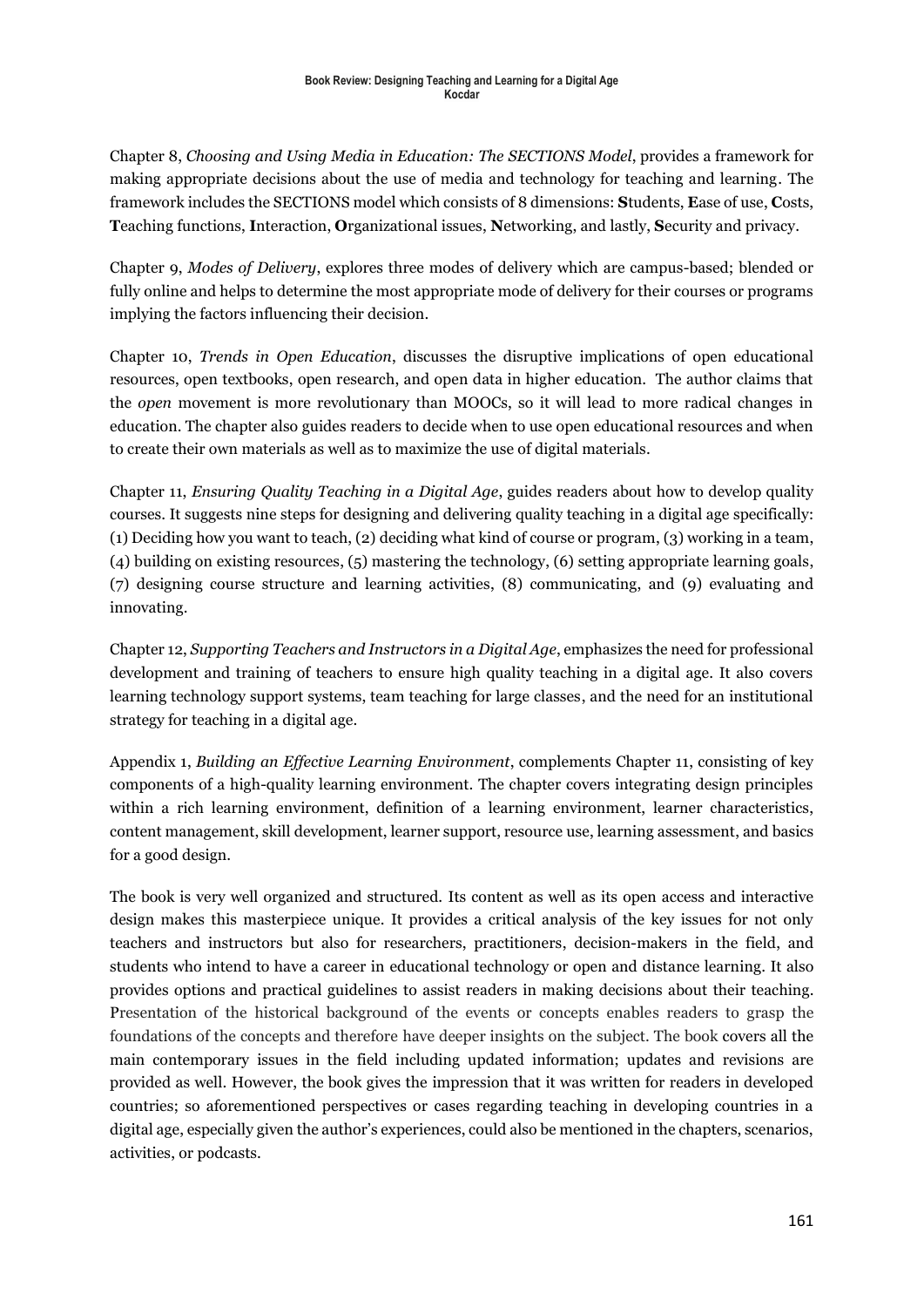Chapter 8, *Choosing and Using Media in Education: The SECTIONS Model*, provides a framework for making appropriate decisions about the use of media and technology for teaching and learning. The framework includes the SECTIONS model which consists of 8 dimensions: **S**tudents, **E**ase of use, **C**osts, **T**eaching functions, **I**nteraction, **O**rganizational issues, **N**etworking, and lastly, **S**ecurity and privacy.

Chapter 9, *Modes of Delivery*, explores three modes of delivery which are campus-based; blended or fully online and helps to determine the most appropriate mode of delivery for their courses or programs implying the factors influencing their decision.

Chapter 10, *Trends in Open Education*, discusses the disruptive implications of open educational resources, open textbooks, open research, and open data in higher education. The author claims that the *open* movement is more revolutionary than MOOCs, so it will lead to more radical changes in education. The chapter also guides readers to decide when to use open educational resources and when to create their own materials as well as to maximize the use of digital materials.

Chapter 11, *Ensuring Quality Teaching in a Digital Age*, guides readers about how to develop quality courses. It suggests nine steps for designing and delivering quality teaching in a digital age specifically: (1) Deciding how you want to teach, (2) deciding what kind of course or program, (3) working in a team, (4) building on existing resources, (5) mastering the technology, (6) setting appropriate learning goals, (7) designing course structure and learning activities, (8) communicating, and (9) evaluating and innovating.

Chapter 12, *Supporting Teachers and Instructors in a Digital Age*, emphasizes the need for professional development and training of teachers to ensure high quality teaching in a digital age. It also covers learning technology support systems, team teaching for large classes, and the need for an institutional strategy for teaching in a digital age.

Appendix 1, *Building an Effective Learning Environment*, complements Chapter 11, consisting of key components of a high-quality learning environment. The chapter covers integrating design principles within a rich learning environment, definition of a learning environment, learner characteristics, content management, skill development, learner support, resource use, learning assessment, and basics for a good design.

The book is very well organized and structured. Its content as well as its open access and interactive design makes this masterpiece unique. It provides a critical analysis of the key issues for not only teachers and instructors but also for researchers, practitioners, decision-makers in the field, and students who intend to have a career in educational technology or open and distance learning. It also provides options and practical guidelines to assist readers in making decisions about their teaching. Presentation of the historical background of the events or concepts enables readers to grasp the foundations of the concepts and therefore have deeper insights on the subject. The book covers all the main contemporary issues in the field including updated information; updates and revisions are provided as well. However, the book gives the impression that it was written for readers in developed countries; so aforementioned perspectives or cases regarding teaching in developing countries in a digital age, especially given the author's experiences, could also be mentioned in the chapters, scenarios, activities, or podcasts.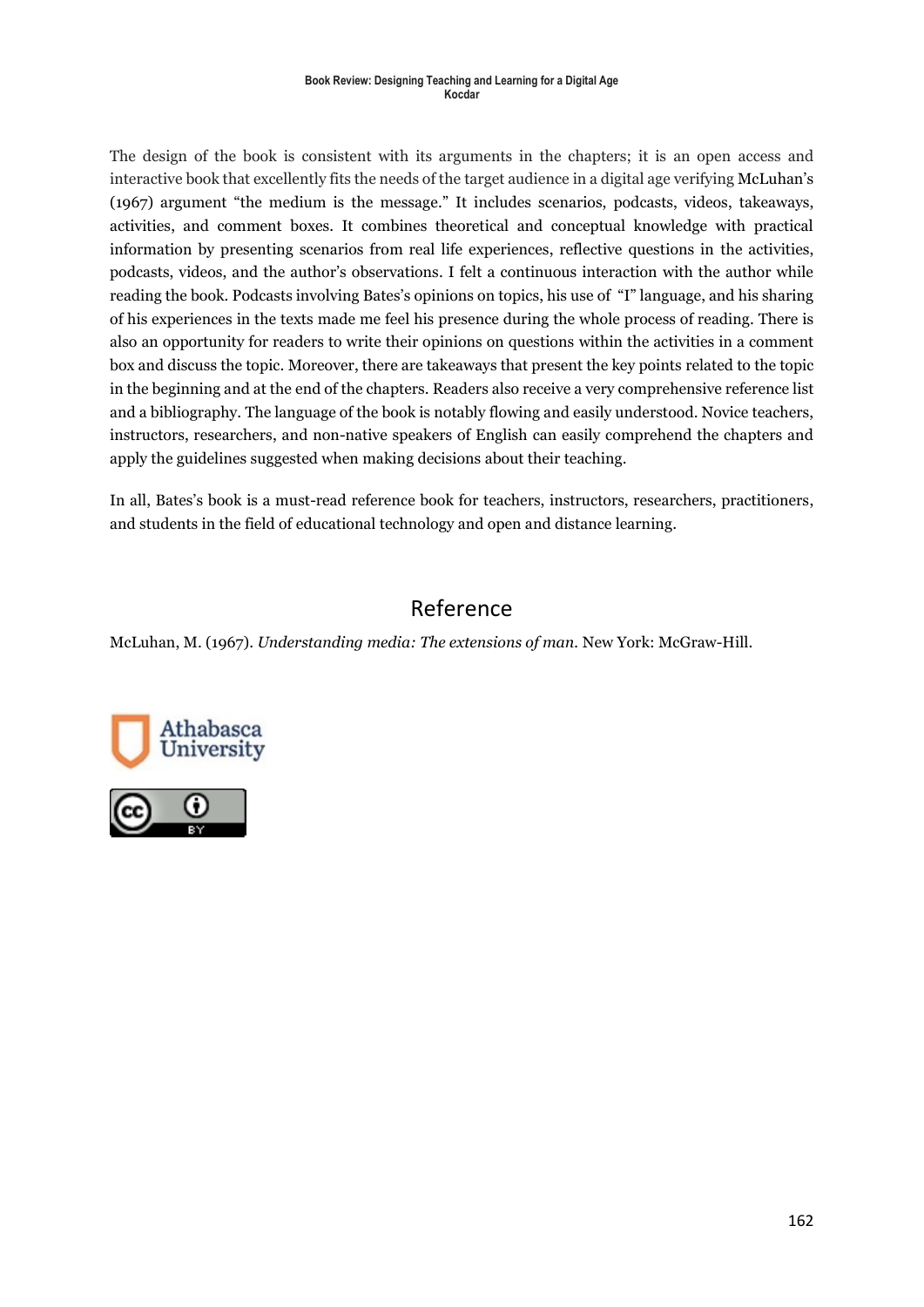The design of the book is consistent with its arguments in the chapters; it is an open access and interactive book that excellently fits the needs of the target audience in a digital age verifying McLuhan's (1967) argument "the medium is the message." It includes scenarios, podcasts, videos, takeaways, activities, and comment boxes. It combines theoretical and conceptual knowledge with practical information by presenting scenarios from real life experiences, reflective questions in the activities, podcasts, videos, and the author's observations. I felt a continuous interaction with the author while reading the book. Podcasts involving Bates's opinions on topics, his use of "I" language, and his sharing of his experiences in the texts made me feel his presence during the whole process of reading. There is also an opportunity for readers to write their opinions on questions within the activities in a comment box and discuss the topic. Moreover, there are takeaways that present the key points related to the topic in the beginning and at the end of the chapters. Readers also receive a very comprehensive reference list and a bibliography. The language of the book is notably flowing and easily understood. Novice teachers, instructors, researchers, and non-native speakers of English can easily comprehend the chapters and apply the guidelines suggested when making decisions about their teaching.

In all, Bates's book is a must-read reference book for teachers, instructors, researchers, practitioners, and students in the field of educational technology and open and distance learning.

## Reference

McLuhan, M. (1967). *Understanding media: The extensions of man*. New York: McGraw-Hill.